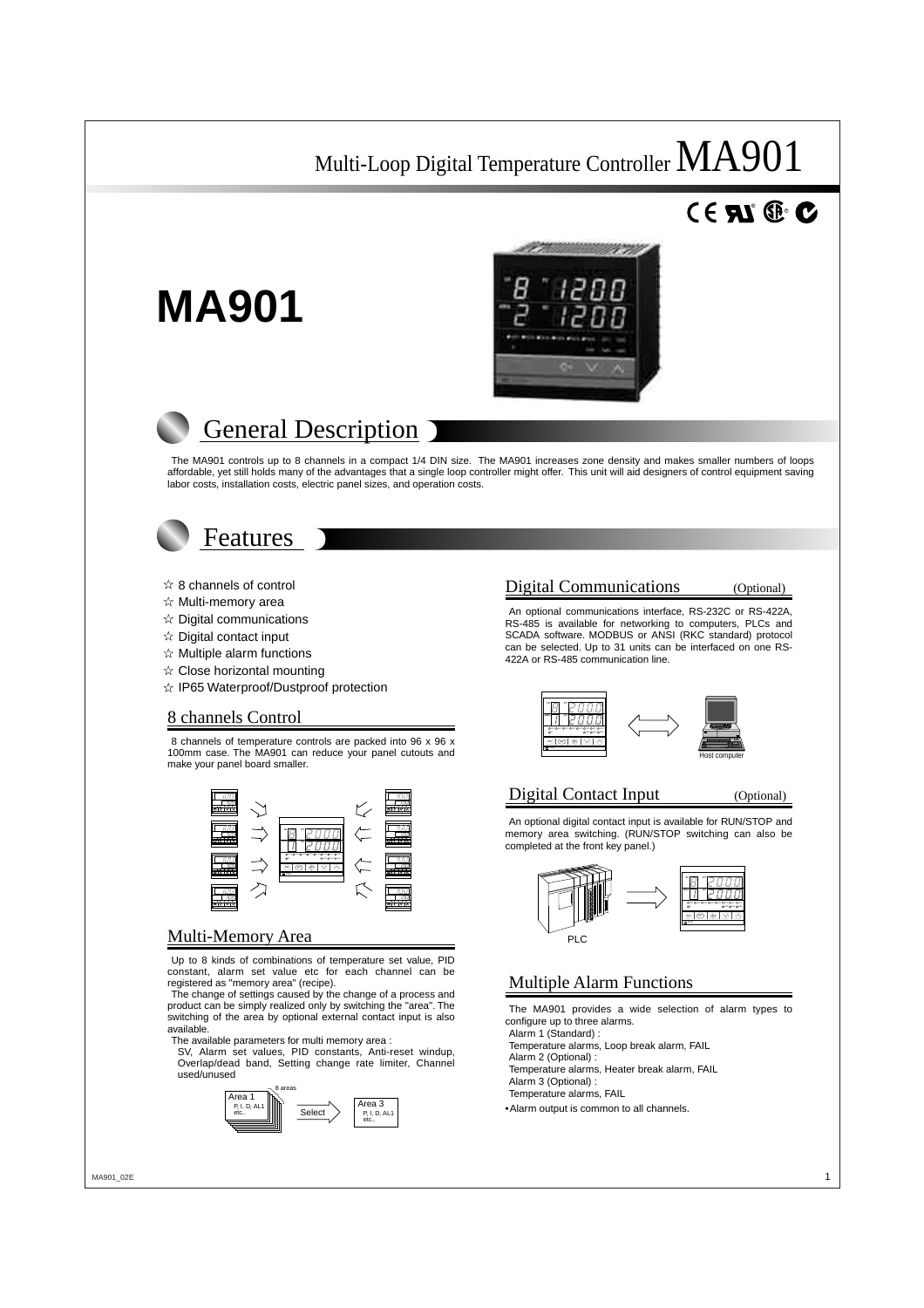# Multi-Loop Digital Temperature Controller MA901

# MA901

## General Description

The MA901 controls up to 8 channels in a compact 1/4 DIN size. The MA901 increases zone density and makes smaller numbers of loops affordable, yet still holds many of the advantages that a single loop controller might offer. This unit will aid designers of control equipment saving labor costs, installation costs, electric panel sizes, and operation costs.

## Features

- ☆ 8 channels of control
- ☆ Multi-memory area
- ☆ Digital communications
- ☆ Digital contact input
- ☆ Multiple alarm functions
- ☆ Close horizontal mounting
- ☆ IP65 Waterproof/Dustproof protection

### 8 channels Control

8 channels of temperature controls are packed into 96 x 96 x 100mm case. The MA901 can reduce your panel cutouts and make your panel board smaller.

### Multi-Memory Area

Up to 8 kinds of combinations of temperature set value, PID constant, alarm set value etc for each channel can be registered as "memory area" (recipe).

The change of settings caused by the change of a process and product can be simply realized only by switching the "area". The switching of the area by optional external contact input is also available.

The available parameters for multi memory area :

SV, Alarm set values, PID constants, Anti-reset windup, Overlap/dead band, Setting change rate limiter, Channel used/unused

8 areas

Area 1 P, I, D, AL1 etc..

Select

Area 3 P, I, D, AL1 etc..

### Digital Communications (Optional)

An optional communications interface, RS-232C or RS-422A, RS-485 is available for networking to computers, PLCs and SCADA software. MODBUS or ANSI (RKC standard) protocol can be selected. Up to 31 units can be interfaced on one RS-422A or RS-485 communication line.

Host computer

### Digital Contact Input (Optional)

An optional digital contact input is available for RUN/STOP and memory area switching. (RUN/STOP switching can also be completed at the front key panel.)

PLC

### Multiple Alarm Functions

The MA901 provides a wide selection of alarm types to configure up to three alarms.

Alarm 1 (Standard) :
Temperature alarms, Loop break alarm, FAIL

Alarm 2 (Optional) :
Temperature alarms, Heater break alarm, FAIL

Alarm 3 (Optional) :
Temperature alarms, FAIL

- Alarm output is common to all channels.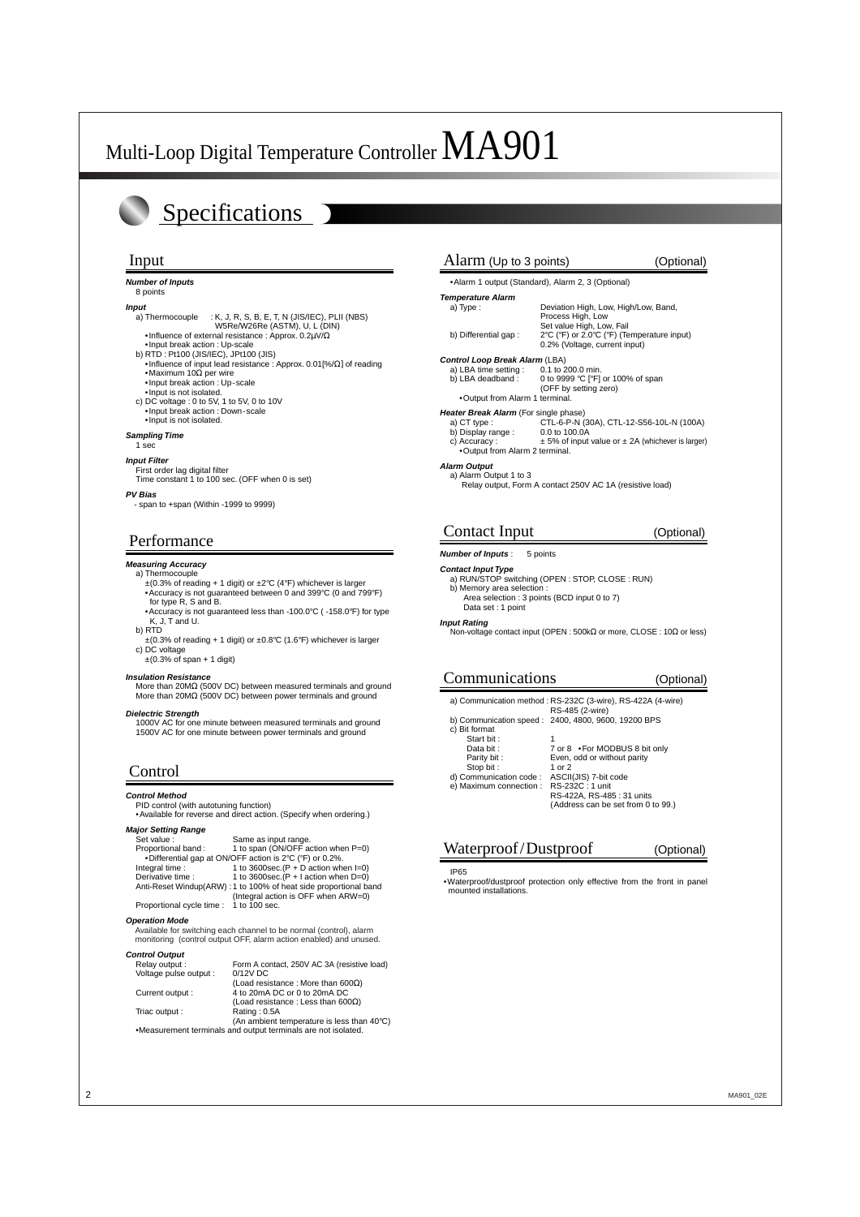# Multi-Loop Digital Temperature Controller MA901

## Specifications

### Input

***Number of Inputs***
8 points

***Input***
a) Thermocouple : K, J, R, S, B, E, T, N (JIS/IEC), PLII (NBS) W5Re/W26Re (ASTM), U, L (DIN)
- Influence of external resistance : Approx. 0.2μV/Ω
- Input break action : Up-scale

b) RTD : Pt100 (JIS/IEC), JPt100 (JIS)
- Influence of input lead resistance : Approx. 0.01[%/Ω] of reading
- Maximum 10Ω per wire
- Input break action : Up-scale
- Input is not isolated.

c) DC voltage : 0 to 5V, 1 to 5V, 0 to 10V
- Input break action : Down-scale
- Input is not isolated.

***Sampling Time***
1 sec

***Input Filter***
First order lag digital filter
Time constant 1 to 100 sec. (OFF when 0 is set)

***PV Bias***
- span to +span (Within -1999 to 9999)

### Performance

***Measuring Accuracy***
a) Thermocouple
±(0.3% of reading + 1 digit) or ±2°C (4°F) whichever is larger
- Accuracy is not guaranteed between 0 and 399°C (0 and 799°F) for type R, S and B.
- Accuracy is not guaranteed less than -100.0°C ( -158.0°F) for type K, J, T and U.

b) RTD
±(0.3% of reading + 1 digit) or ±0.8°C (1.6°F) whichever is larger

c) DC voltage
±(0.3% of span + 1 digit)

***Insulation Resistance***
More than 20MΩ (500V DC) between measured terminals and ground
More than 20MΩ (500V DC) between power terminals and ground

***Dielectric Strength***
1000V AC for one minute between measured terminals and ground
1500V AC for one minute between power terminals and ground

### Control

***Control Method***
PID control (with autotuning function)
- Available for reverse and direct action. (Specify when ordering.)

***Major Setting Range***
Set value : Same as input range.
Proportional band : 1 to span (ON/OFF action when P=0)
- Differential gap at ON/OFF action is 2°C (°F) or 0.2%.

Integral time : 1 to 3600sec.(P + D action when I=0)
Derivative time : 1 to 3600sec.(P + I action when D=0)
Anti-Reset Windup(ARW) : 1 to 100% of heat side proportional band (Integral action is OFF when ARW=0)
Proportional cycle time : 1 to 100 sec.

***Operation Mode***
Available for switching each channel to be normal (control), alarm monitoring (control output OFF, alarm action enabled) and unused.

***Control Output***
Relay output : Form A contact, 250V AC 3A (resistive load)
Voltage pulse output : 0/12V DC (Load resistance : More than 600Ω)
Current output : 4 to 20mA DC or 0 to 20mA DC (Load resistance : Less than 600Ω)
Triac output : Rating : 0.5A (An ambient temperature is less than 40°C)
- Measurement terminals and output terminals are not isolated.

### Alarm (Up to 3 points) (Optional)

- Alarm 1 output (Standard), Alarm 2, 3 (Optional)

***Temperature Alarm***
a) Type : Deviation High, Low, High/Low, Band, Process High, Low, Set value High, Low, Fail
b) Differential gap : 2°C (°F) or 2.0°C (°F) (Temperature input) 0.2% (Voltage, current input)

***Control Loop Break Alarm*** (LBA)
a) LBA time setting : 0.1 to 200.0 min.
b) LBA deadband : 0 to 9999 °C [°F] or 100% of span (OFF by setting zero)
- Output from Alarm 1 terminal.

***Heater Break Alarm*** (For single phase)
a) CT type : CTL-6-P-N (30A), CTL-12-S56-10L-N (100A)
b) Display range : 0.0 to 100.0A
c) Accuracy : ± 5% of input value or ± 2A (whichever is larger)
- Output from Alarm 2 terminal.

***Alarm Output***
a) Alarm Output 1 to 3
Relay output, Form A contact 250V AC 1A (resistive load)

### Contact Input (Optional)

***Number of Inputs*** : 5 points

***Contact Input Type***
a) RUN/STOP switching (OPEN : STOP, CLOSE : RUN)
b) Memory area selection :
Area selection : 3 points (BCD input 0 to 7)
Data set : 1 point

***Input Rating***
Non-voltage contact input (OPEN : 500kΩ or more, CLOSE : 10Ω or less)

### Communications (Optional)

a) Communication method : RS-232C (3-wire), RS-422A (4-wire) RS-485 (2-wire)
b) Communication speed : 2400, 4800, 9600, 19200 BPS
c) Bit format
Start bit : 1
Data bit : 7 or 8 • For MODBUS 8 bit only
Parity bit : Even, odd or without parity
Stop bit : 1 or 2
d) Communication code : ASCII(JIS) 7-bit code
e) Maximum connection : RS-232C : 1 unit
RS-422A, RS-485 : 31 units
(Address can be set from 0 to 99.)

### Waterproof/Dustproof (Optional)

IP65
- Waterproof/dustproof protection only effective from the front in panel mounted installations.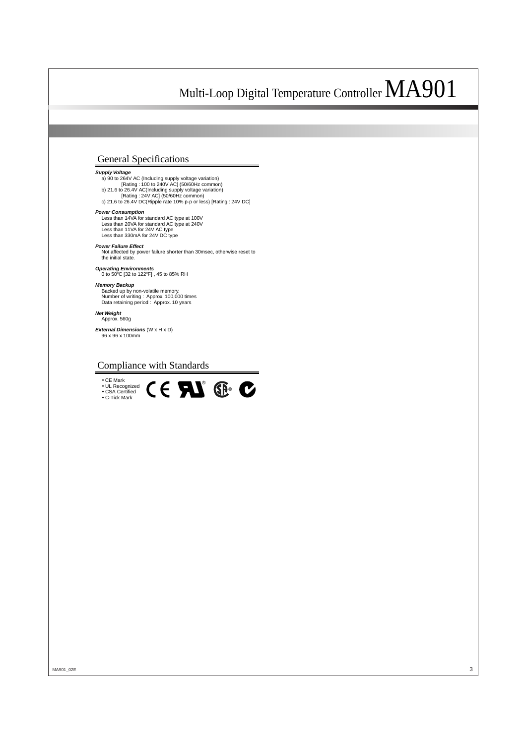## General Specifications

***Supply Voltage***

a) 90 to 264V AC (Including supply voltage variation)
[Rating : 100 to 240V AC] (50/60Hz common)
b) 21.6 to 26.4V AC(Including supply voltage variation)
[Rating : 24V AC] (50/60Hz common)
c) 21.6 to 26.4V DC(Ripple rate 10% p-p or less) [Rating : 24V DC]

***Power Consumption***

Less than 14VA for standard AC type at 100V
Less than 20VA for standard AC type at 240V
Less than 11VA for 24V AC type
Less than 330mA for 24V DC type

***Power Failure Effect***

Not affected by power failure shorter than 30msec, otherwise reset to the initial state.

***Operating Environments***

0 to 50°C [32 to 122°F] , 45 to 85% RH

***Memory Backup***

Backed up by non-volatile memory.
Number of writing : Approx. 100,000 times
Data retaining period : Approx. 10 years

***Net Weight***

Approx. 560g

***External Dimensions*** (W x H x D)

96 x 96 x 100mm

## Compliance with Standards

- CE Mark
- UL Recognized
- CSA Certified
- C-Tick Mark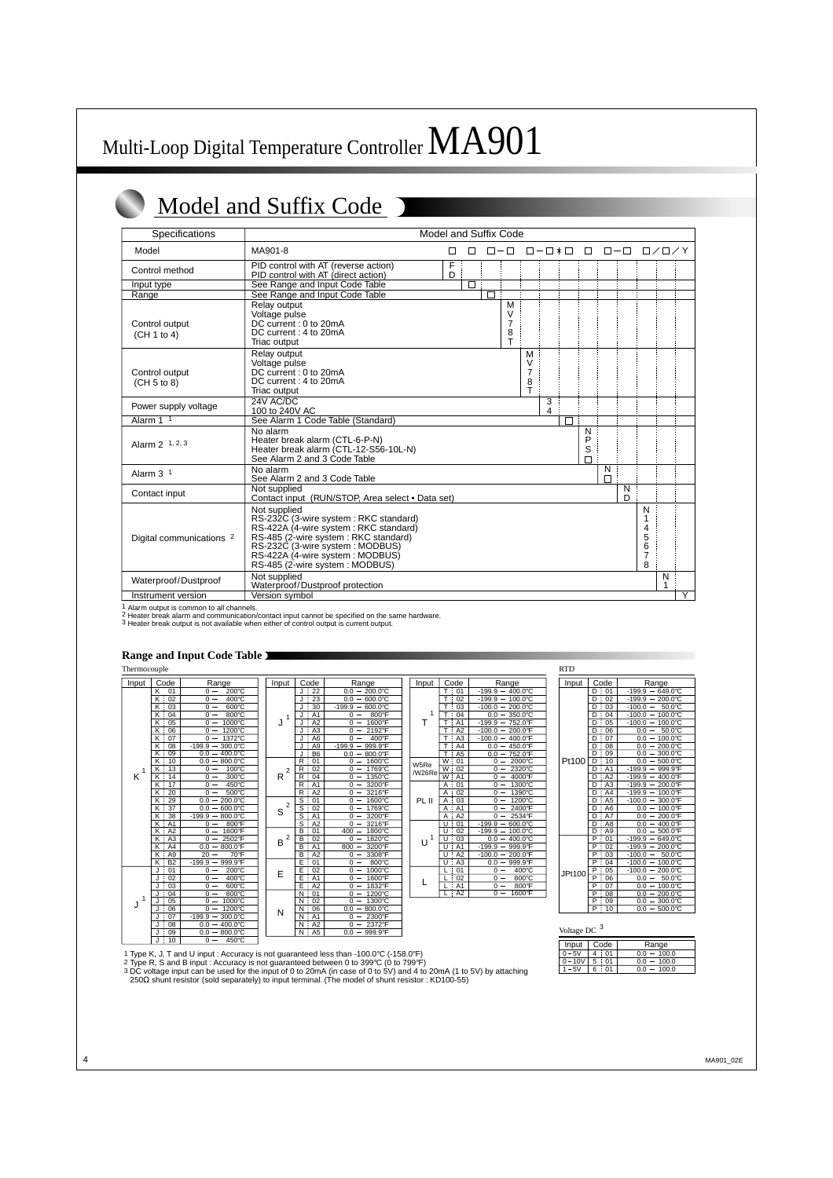# Multi-Loop Digital Temperature Controller MA901

## Model and Suffix Code

| Specifications | Model and Suffix Code |
|---|---|
| Model | MA901-8 □ □ □−□ □−□ \* □ □ □−□ □ / □ / Y |
| Control method | F: PID control with AT (reverse action)<br>D: PID control with AT (direct action) |
| Input type | □: See Range and Input Code Table |
| Range | □: See Range and Input Code Table |
| Control output (CH 1 to 4) | M: Relay output<br>V: Voltage pulse<br>7: DC current : 0 to 20mA<br>8: DC current : 4 to 20mA<br>T: Triac output |
| Control output (CH 5 to 8) | M: Relay output<br>V: Voltage pulse<br>7: DC current : 0 to 20mA<br>8: DC current : 4 to 20mA<br>T: Triac output |
| Power supply voltage | 3: 24V AC/DC<br>4: 100 to 240V AC |
| Alarm 1 [1] | □: See Alarm 1 Code Table (Standard) |
| Alarm 2 [1, 2, 3] | N: No alarm<br>P: Heater break alarm (CTL-6-P-N)<br>S: Heater break alarm (CTL-12-S56-10L-N)<br>□: See Alarm 2 and 3 Code Table |
| Alarm 3 [1] | N: No alarm<br>□: See Alarm 2 and 3 Code Table |
| Contact input | N: Not supplied<br>D: Contact input (RUN/STOP, Area select • Data set) |
| Digital communications [2] | N: Not supplied<br>1: RS-232C (3-wire system : RKC standard)<br>4: RS-422A (4-wire system : RKC standard)<br>5: RS-485 (2-wire system : RKC standard)<br>6: RS-232C (3-wire system : MODBUS)<br>7: RS-422A (4-wire system : MODBUS)<br>8: RS-485 (2-wire system : MODBUS) |
| Waterproof/Dustproof | N: Not supplied<br>1: Waterproof/Dustproof protection |
| Instrument version | Y: Version symbol |

1 Alarm output is common to all channels.
2 Heater break alarm and communication/contact input cannot be specified on the same hardware.
3 Heater break output is not available when either of control output is current output.

### Range and Input Code Table

**Thermocouple**

| Input | Code | Range |
|---|---|---|
| K [1] | K 01 | 0 − 200°C |
| | K 02 | 0 − 400°C |
| | K 03 | 0 − 600°C |
| | K 04 | 0 − 800°C |
| | K 05 | 0 − 1000°C |
| | K 06 | 0 − 1200°C |
| | K 07 | 0 − 1372°C |
| | K 08 | -199.9 − 300.0°C |
| | K 09 | 0.0 − 400.0°C |
| | K 10 | 0.0 − 800.0°C |
| | K 13 | 0 − 100°C |
| | K 14 | 0 − 300°C |
| | K 17 | 0 − 450°C |
| | K 20 | 0 − 500°C |
| | K 29 | 0.0 − 200.0°C |
| | K 37 | 0.0 − 600.0°C |
| | K 38 | -199.9 − 800.0°C |
| | K A1 | 0 − 800°F |
| | K A2 | 0 − 1600°F |
| | K A3 | 0 − 2502°F |
| | K A4 | 0.0 − 800.0°F |
| | K A9 | 20 − 70°F |
| | K B2 | -199.9 − 999.9°F |
| J [1] | J 01 | 0 − 200°C |
| | J 02 | 0 − 400°C |
| | J 03 | 0 − 600°C |
| | J 04 | 0 − 800°C |
| | J 05 | 0 − 1000°C |
| | J 06 | 0 − 1200°C |
| | J 07 | -199.9 − 300.0°C |
| | J 08 | 0.0 − 400.0°C |
| | J 09 | 0.0 − 800.0°C |
| | J 10 | 0 − 450°C |
| | J 22 | 0.0 − 200.0°C |
| | J 23 | 0.0 − 600.0°C |
| | J 30 | -199.9 − 600.0°C |
| | J A1 | 0 − 800°F |
| | J A2 | 0 − 1600°F |
| | J A3 | 0 − 2192°F |
| | J A6 | 0 − 400°F |
| | J A9 | -199.9 − 999.9°F |
| | J B6 | 0.0 − 800.0°F |
| R [2] | R 01 | 0 − 1600°C |
| | R 02 | 0 − 1769°C |
| | R 04 | 0 − 1350°C |
| | R A1 | 0 − 3200°F |
| | R A2 | 0 − 3216°F |
| S [2] | S 01 | 0 − 1600°C |
| | S 02 | 0 − 1769°C |
| | S A1 | 0 − 3200°F |
| | S A2 | 0 − 3216°F |
| B [2] | B 01 | 400 − 1800°C |
| | B 02 | 0 − 1820°C |
| | B A1 | 800 − 3200°F |
| | B A2 | 0 − 3308°F |
| E | E 01 | 0 − 800°C |
| | E 02 | 0 − 1000°C |
| | E A1 | 0 − 1600°F |
| | E A2 | 0 − 1832°F |
| N | N 01 | 0 − 1200°C |
| | N 02 | 0 − 1300°C |
| | N 06 | 0.0 − 800.0°C |
| | N A1 | 0 − 2300°F |
| | N A2 | 0 − 2372°F |
| | N A5 | 0.0 − 999.9°F |
| T [1] | T 01 | -199.9 − 400.0°C |
| | T 02 | -199.9 − 100.0°C |
| | T 03 | -100.0 − 200.0°C |
| | T 04 | 0.0 − 350.0°C |
| | T A1 | -199.9 − 752.0°F |
| | T A2 | -100.0 − 200.0°F |
| | T A3 | -100.0 − 400.0°F |
| | T A4 | 0.0 − 450.0°F |
| | T A5 | 0.0 − 752.0°F |
| W5Re/W26Re | W 01 | 0 − 2000°C |
| | W 02 | 0 − 2320°C |
| | W A1 | 0 − 4000°F |
| PL II | A 01 | 0 − 1300°C |
| | A 02 | 0 − 1390°C |
| | A 03 | 0 − 1200°C |
| | A A1 | 0 − 2400°F |
| | A A2 | 0 − 2534°F |
| U [1] | U 01 | -199.9 − 600.0°C |
| | U 02 | -199.9 − 100.0°C |
| | U 03 | 0.0 − 400.0°C |
| | U A1 | -199.9 − 999.9°F |
| | U A2 | -100.0 − 200.0°F |
| | U A3 | 0.0 − 999.9°F |
| L | L 01 | 0 − 400°C |
| | L 02 | 0 − 800°C |
| | L A1 | 0 − 800°F |
| | L A2 | 0 − 1600°F |

**RTD**

| Input | Code | Range |
|---|---|---|
| Pt100 | D 01 | -199.9 − 649.0°C |
| | D 02 | -199.9 − 200.0°C |
| | D 03 | -100.0 − 50.0°C |
| | D 04 | -100.0 − 100.0°C |
| | D 05 | -100.0 − 200.0°C |
| | D 06 | 0.0 − 50.0°C |
| | D 07 | 0.0 − 100.0°C |
| | D 08 | 0.0 − 200.0°C |
| | D 09 | 0.0 − 300.0°C |
| | D 10 | 0.0 − 500.0°C |
| | D A1 | -199.9 − 999.9°F |
| | D A2 | -199.9 − 400.0°F |
| | D A3 | -199.9 − 200.0°F |
| | D A4 | -199.9 − 100.0°F |
| | D A5 | -100.0 − 300.0°F |
| | D A6 | 0.0 − 100.0°F |
| | D A7 | 0.0 − 200.0°F |
| | D A8 | 0.0 − 400.0°F |
| | D A9 | 0.0 − 500.0°F |
| JPt100 | P 01 | -199.9 − 649.0°C |
| | P 02 | -199.9 − 200.0°C |
| | P 03 | -100.0 − 50.0°C |
| | P 04 | -100.0 − 100.0°C |
| | P 05 | -100.0 − 200.0°C |
| | P 06 | 0.0 − 50.0°C |
| | P 07 | 0.0 − 100.0°C |
| | P 08 | 0.0 − 200.0°C |
| | P 09 | 0.0 − 300.0°C |
| | P 10 | 0.0 − 500.0°C |

**Voltage DC [3]**

| Input | Code | Range |
|---|---|---|
| 0 − 5V | 4 01 | 0.0 − 100.0 |
| 0 − 10V | 5 01 | 0.0 − 100.0 |
| 1 − 5V | 6 01 | 0.0 − 100.0 |

1 Type K, J, T and U input : Accuracy is not guaranteed less than -100.0°C (-158.0°F)
2 Type R, S and B input : Accuracy is not guaranteed between 0 to 399°C (0 to 799°F)
3 DC voltage input can be used for the input of 0 to 20mA (in case of 0 to 5V) and 4 to 20mA (1 to 5V) by attaching 250Ω shunt resistor (sold separately) to input terminal. (The model of shunt resistor : KD100-55)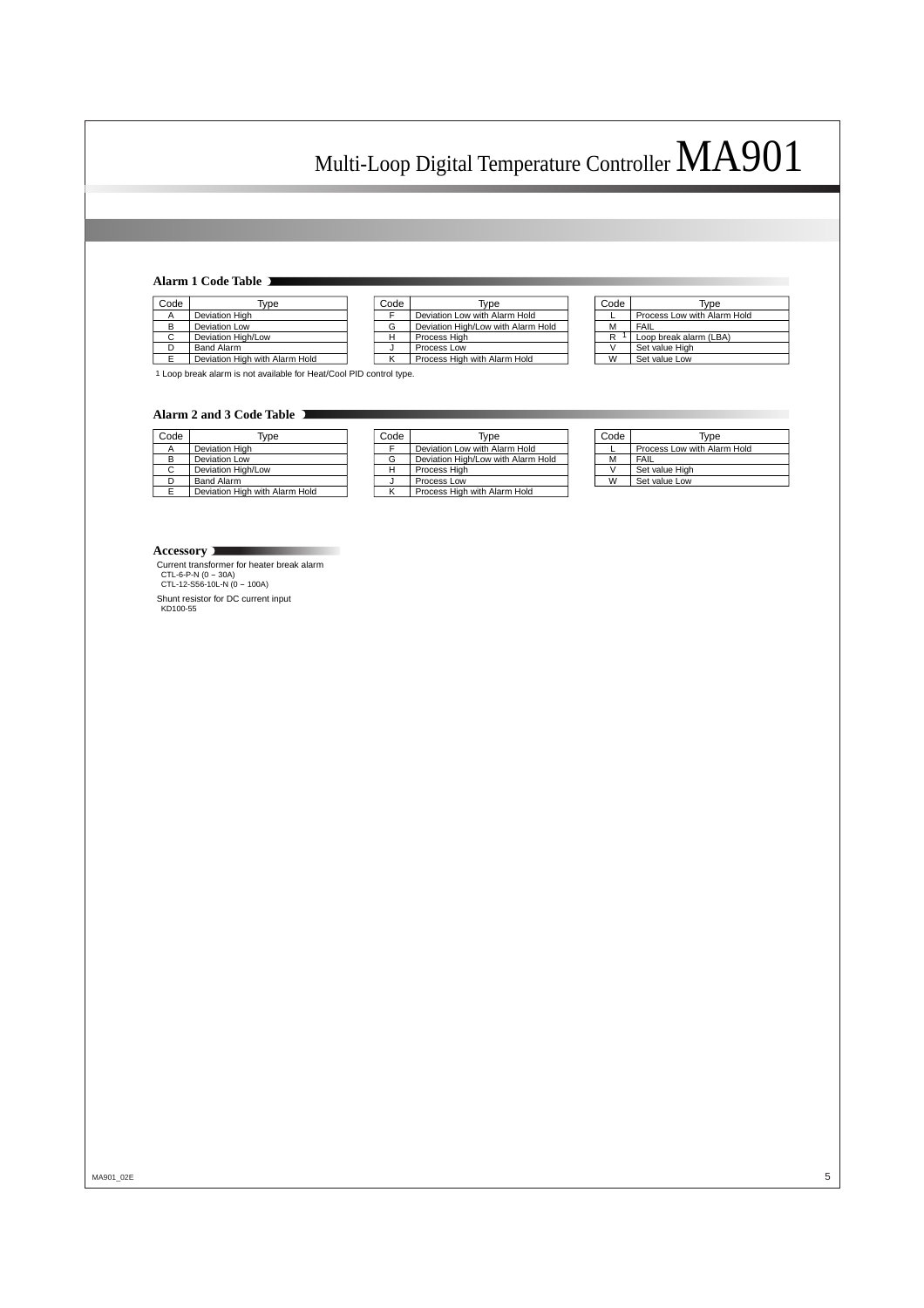# Multi-Loop Digital Temperature Controller MA901

## Alarm 1 Code Table

| Code | Type | | Code | Type | | Code | Type |
|---|---|---|---|---|---|---|---|
| A | Deviation High | | F | Deviation Low with Alarm Hold | | L | Process Low with Alarm Hold |
| B | Deviation Low | | G | Deviation High/Low with Alarm Hold | | M | FAIL |
| C | Deviation High/Low | | H | Process High | | R [1] | Loop break alarm (LBA) |
| D | Band Alarm | | J | Process Low | | V | Set value High |
| E | Deviation High with Alarm Hold | | K | Process High with Alarm Hold | | W | Set value Low |

1 Loop break alarm is not available for Heat/Cool PID control type.

## Alarm 2 and 3 Code Table

| Code | Type | | Code | Type | | Code | Type |
|---|---|---|---|---|---|---|---|
| A | Deviation High | | F | Deviation Low with Alarm Hold | | L | Process Low with Alarm Hold |
| B | Deviation Low | | G | Deviation High/Low with Alarm Hold | | M | FAIL |
| C | Deviation High/Low | | H | Process High | | V | Set value High |
| D | Band Alarm | | J | Process Low | | W | Set value Low |
| E | Deviation High with Alarm Hold | | K | Process High with Alarm Hold | | | |

## Accessory

Current transformer for heater break alarm
- CTL-6-P-N (0 – 30A)
- CTL-12-S56-10L-N (0 – 100A)

Shunt resistor for DC current input
- KD100-55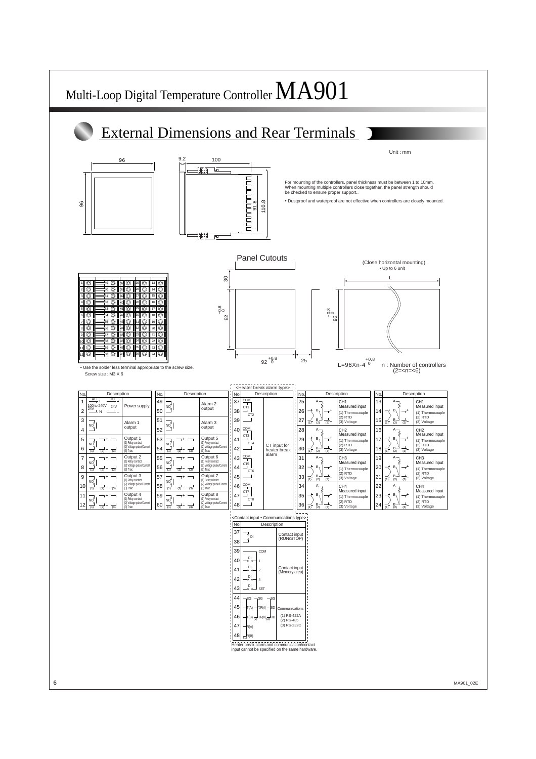# Multi-Loop Digital Temperature Controller MA901

## External Dimensions and Rear Terminals

Unit : mm

96
96
9.2
100
91.8
110.8

For mounting of the controllers, panel thickness must be between 1 to 10mm. When mounting multiple controllers close together, the panel strength should be checked to ensure proper support..

• Dustproof and waterproof are not effective when controllers are closely mounted.

### Panel Cutouts

30
$92^{+0.8}_{0}$
$92^{+0.8}_{0}$
25

(Close horizontal mounting)
• Up to 6 unit

L
$92^{+0.8}_{0}$
$L=96Xn-4^{+0.8}_{0}$ n : Number of controllers ($2=<n=<6$)

• Use the solder less terminal appropriate to the screw size.
Screw size : M3 X 6

| No. | Description | |
|---|---|---|
| 1 | AC L / DC + 100 to 240V 24V | Power supply |
| 2 | N / − | |
| 3 | NO | Alarm 1 output |
| 4 | | |
| 5 | NO | Output 1 (1) Relay contact (2) Voltage pulse/Current (3) Triac |
| 6 | | |
| 7 | NO | Output 2 (1) Relay contact (2) Voltage pulse/Current (3) Triac |
| 8 | | |
| 9 | NO | Output 3 (1) Relay contact (2) Voltage pulse/Current (3) Triac |
| 10 | | |
| 11 | NO | Output 4 (1) Relay contact (2) Voltage pulse/Current (3) Triac |
| 12 | | |

| No. | Description | |
|---|---|---|
| 49 | NO | Alarm 2 output |
| 50 | | |
| 51 | NO | Alarm 3 output |
| 52 | | |
| 53 | NO | Output 5 (1) Relay contact (2) Voltage pulse/Current (3) Triac |
| 54 | | |
| 55 | NO | Output 6 (1) Relay contact (2) Voltage pulse/Current (3) Triac |
| 56 | | |
| 57 | NO | Output 7 (1) Relay contact (2) Voltage pulse/Current (3) Triac |
| 58 | | |
| 59 | NO | Output 8 (1) Relay contact (2) Voltage pulse/Current (3) Triac |
| 60 | | |

<Heater break alarm type>

| No. | Description | |
|---|---|---|
| 37 | COM CT1 | CT input for heater break alarm |
| 38 | CT2 | |
| 39 | | |
| 40 | COM CT3 | |
| 41 | CT4 | |
| 42 | | |
| 43 | COM CT5 | |
| 44 | CT6 | |
| 45 | | |
| 46 | COM CT7 | |
| 47 | CT8 | |
| 48 | | |

| No. | Description |
|---|---|
| 25 | CH1 Measured input (1) Thermocouple (2) RTD (3) Voltage |
| 26 | |
| 27 | |
| 28 | CH2 Measured input (1) Thermocouple (2) RTD (3) Voltage |
| 29 | |
| 30 | |
| 31 | CH3 Measured input (1) Thermocouple (2) RTD (3) Voltage |
| 32 | |
| 33 | |
| 34 | CH4 Measured input (1) Thermocouple (2) RTD (3) Voltage |
| 35 | |
| 36 | |

| No. | Description |
|---|---|
| 13 | CH1 Measured input (1) Thermocouple (2) RTD (3) Voltage |
| 14 | |
| 15 | |
| 16 | CH2 Measured input (1) Thermocouple (2) RTD (3) Voltage |
| 17 | |
| 18 | |
| 19 | CH3 Measured input (1) Thermocouple (2) RTD (3) Voltage |
| 20 | |
| 21 | |
| 22 | CH4 Measured input (1) Thermocouple (2) RTD (3) Voltage |
| 23 | |
| 24 | |

<Contact input • Communications type>

| No. | Description | |
|---|---|---|
| 37 | DI | Contact input (RUN/STOP) |
| 38 | | |
| 39 | COM | Contact input (Memory area) |
| 40 | DI 1 | |
| 41 | DI 2 | |
| 42 | DI 4 | |
| 43 | DI SET | |
| 44 | SG / SG / SG | Communications (1) RS-422A (2) RS-485 (3) RS-232C |
| 45 | T(A) / T/R(A) / SD | |
| 46 | T(B) / T/R(B) / RD | |
| 47 | R(A) | |
| 48 | R(B) | |

Heater break alarm and communication/contact input cannot be specified on the same hardware.

MA901_02E